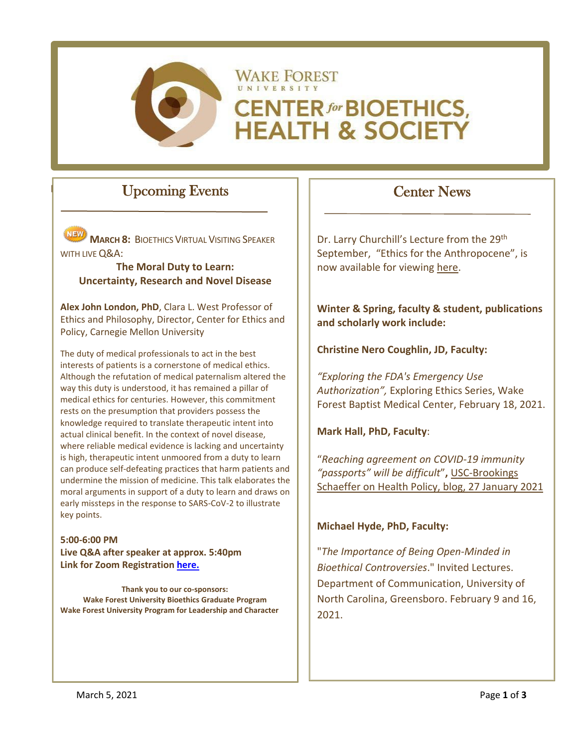# Wake Forest University Center for Bioethics, Health & Society

## Upcoming Events

NEW **March 8:** Bioethics Virtual Visiting Speaker with live Q&A:

**The Moral Duty to Learn: Uncertainty, Research and Novel Disease**

**Alex John London, PhD**, Clara L. West Professor of Ethics and Philosophy, Director, Center for Ethics and Policy, Carnegie Mellon University

The duty of medical professionals to act in the best interests of patients is a cornerstone of medical ethics. Although the refutation of medical paternalism altered the way this duty is understood, it has remained a pillar of medical ethics for centuries. However, this commitment rests on the presumption that providers possess the knowledge required to translate therapeutic intent into actual clinical benefit. In the context of novel disease, where reliable medical evidence is lacking and uncertainty is high, therapeutic intent unmoored from a duty to learn can produce self-defeating practices that harm patients and undermine the mission of medicine. This talk elaborates the moral arguments in support of a duty to learn and draws on early missteps in the response to SARS-CoV-2 to illustrate key points.

**5:00-6:00 PM**
**Live Q&A after speaker at approx. 5:40pm**
**Link for Zoom Registration here.**

**Thank you to our co-sponsors:**
**Wake Forest University Bioethics Graduate Program**
**Wake Forest University Program for Leadership and Character**

## Center News

Dr. Larry Churchill's Lecture from the 29th September, "Ethics for the Anthropocene", is now available for viewing here.

**Winter & Spring, faculty & student, publications and scholarly work include:**

**Christine Nero Coughlin, JD, Faculty:**

*"Exploring the FDA's Emergency Use Authorization",* Exploring Ethics Series, Wake Forest Baptist Medical Center, February 18, 2021.

**Mark Hall, PhD, Faculty**:

"*Reaching agreement on COVID-19 immunity "passports" will be difficult*", USC-Brookings Schaeffer on Health Policy, blog, 27 January 2021

**Michael Hyde, PhD, Faculty:**

"*The Importance of Being Open-Minded in Bioethical Controversies*." Invited Lectures. Department of Communication, University of North Carolina, Greensboro. February 9 and 16, 2021.

March 5, 2021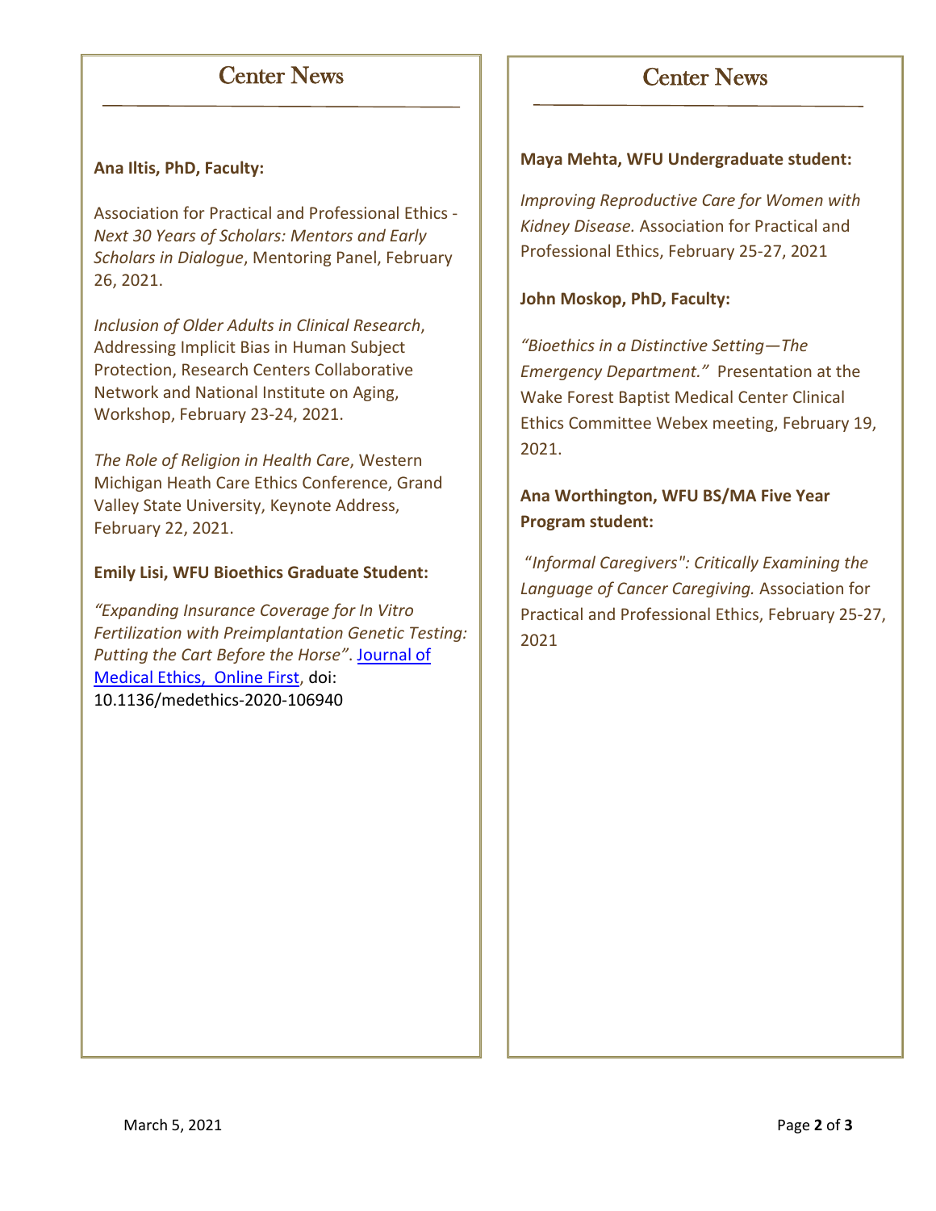## Center News

**Ana Iltis, PhD, Faculty:**

Association for Practical and Professional Ethics - *Next 30 Years of Scholars: Mentors and Early Scholars in Dialogue*, Mentoring Panel, February 26, 2021.

*Inclusion of Older Adults in Clinical Research*, Addressing Implicit Bias in Human Subject Protection, Research Centers Collaborative Network and National Institute on Aging, Workshop, February 23-24, 2021.

*The Role of Religion in Health Care*, Western Michigan Heath Care Ethics Conference, Grand Valley State University, Keynote Address, February 22, 2021.

**Emily Lisi, WFU Bioethics Graduate Student:**

*"Expanding Insurance Coverage for In Vitro Fertilization with Preimplantation Genetic Testing: Putting the Cart Before the Horse"*. Journal of Medical Ethics, Online First, doi: 10.1136/medethics-2020-106940

## Center News

**Maya Mehta, WFU Undergraduate student:**

*Improving Reproductive Care for Women with Kidney Disease.* Association for Practical and Professional Ethics, February 25-27, 2021

**John Moskop, PhD, Faculty:**

*"Bioethics in a Distinctive Setting—The Emergency Department."* Presentation at the Wake Forest Baptist Medical Center Clinical Ethics Committee Webex meeting, February 19, 2021.

**Ana Worthington, WFU BS/MA Five Year Program student:**

"*Informal Caregivers": Critically Examining the Language of Cancer Caregiving.* Association for Practical and Professional Ethics, February 25-27, 2021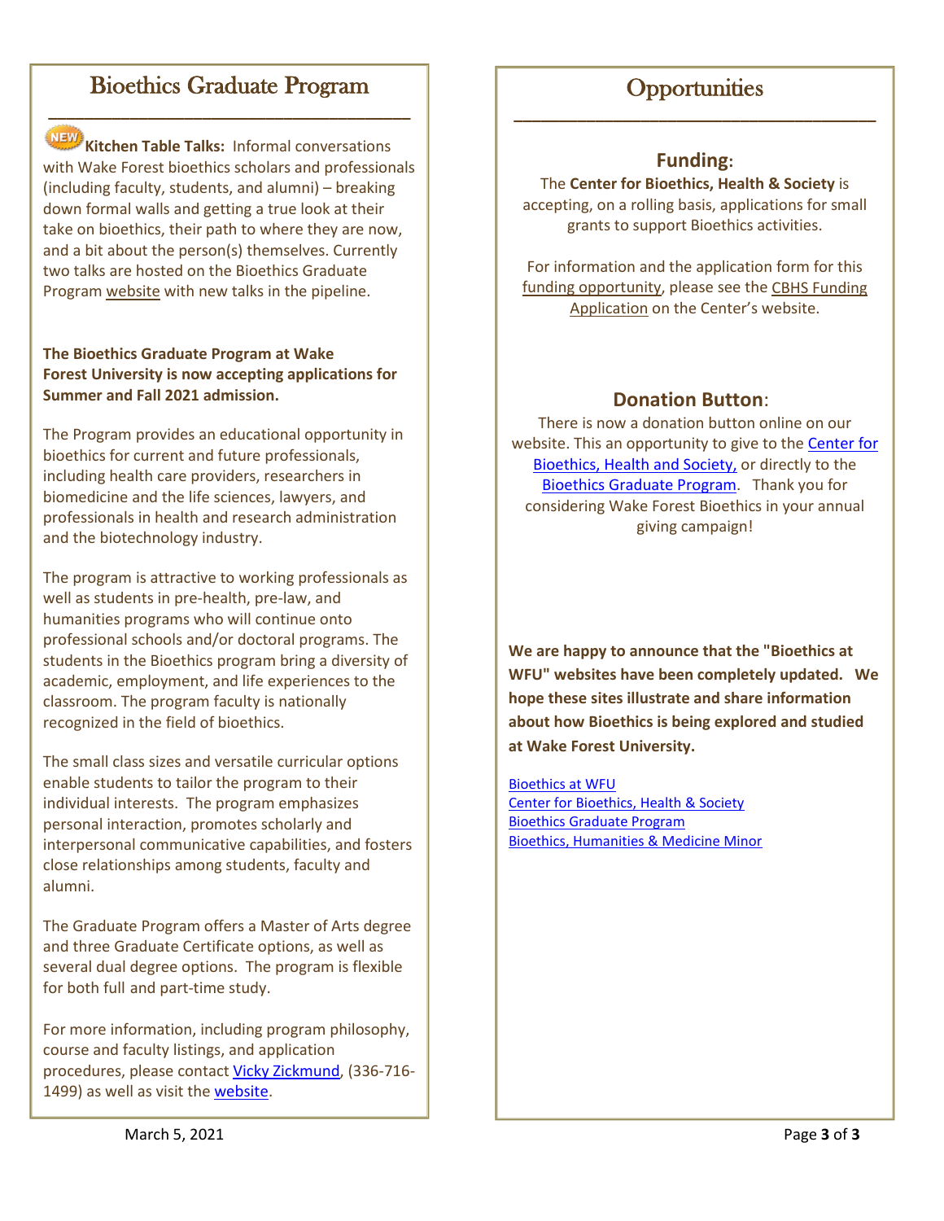## Bioethics Graduate Program

NEW **Kitchen Table Talks:** Informal conversations with Wake Forest bioethics scholars and professionals (including faculty, students, and alumni) – breaking down formal walls and getting a true look at their take on bioethics, their path to where they are now, and a bit about the person(s) themselves. Currently two talks are hosted on the Bioethics Graduate Program website with new talks in the pipeline.

**The Bioethics Graduate Program at Wake Forest University is now accepting applications for Summer and Fall 2021 admission.**

The Program provides an educational opportunity in bioethics for current and future professionals, including health care providers, researchers in biomedicine and the life sciences, lawyers, and professionals in health and research administration and the biotechnology industry.

The program is attractive to working professionals as well as students in pre-health, pre-law, and humanities programs who will continue onto professional schools and/or doctoral programs. The students in the Bioethics program bring a diversity of academic, employment, and life experiences to the classroom. The program faculty is nationally recognized in the field of bioethics.

The small class sizes and versatile curricular options enable students to tailor the program to their individual interests. The program emphasizes personal interaction, promotes scholarly and interpersonal communicative capabilities, and fosters close relationships among students, faculty and alumni.

The Graduate Program offers a Master of Arts degree and three Graduate Certificate options, as well as several dual degree options. The program is flexible for both full and part-time study.

For more information, including program philosophy, course and faculty listings, and application procedures, please contact Vicky Zickmund, (336-716-1499) as well as visit the website.

## Opportunities

### Funding:

The **Center for Bioethics, Health & Society** is accepting, on a rolling basis, applications for small grants to support Bioethics activities.

For information and the application form for this funding opportunity, please see the CBHS Funding Application on the Center's website.

### Donation Button:

There is now a donation button online on our website. This an opportunity to give to the Center for Bioethics, Health and Society, or directly to the Bioethics Graduate Program. Thank you for considering Wake Forest Bioethics in your annual giving campaign!

**We are happy to announce that the "Bioethics at WFU" websites have been completely updated. We hope these sites illustrate and share information about how Bioethics is being explored and studied at Wake Forest University.**

Bioethics at WFU
Center for Bioethics, Health & Society
Bioethics Graduate Program
Bioethics, Humanities & Medicine Minor

March 5, 2021